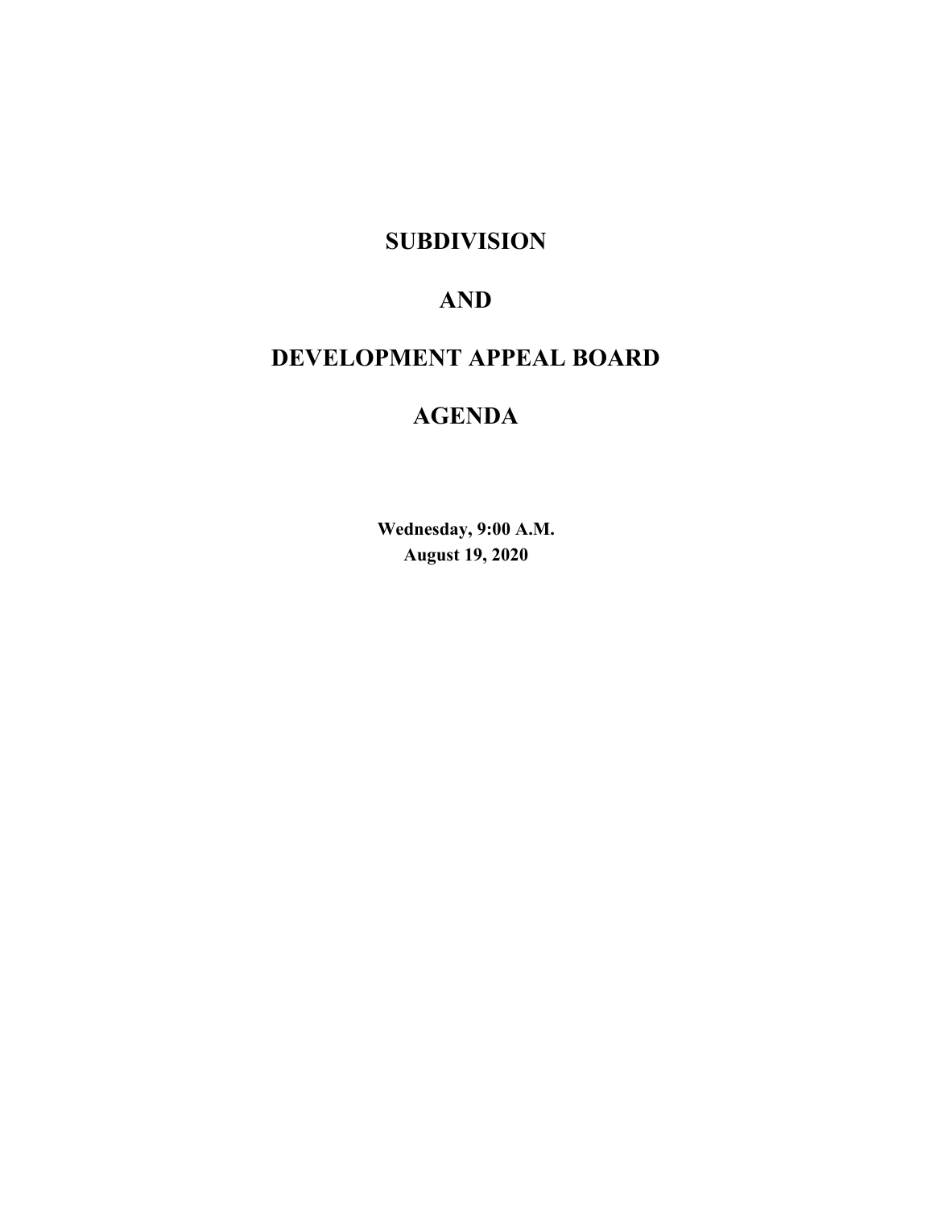# SUBDIVISION

# AND

# DEVELOPMENT APPEAL BOARD

# AGENDA

**Wednesday, 9:00 A.M.**
**August 19, 2020**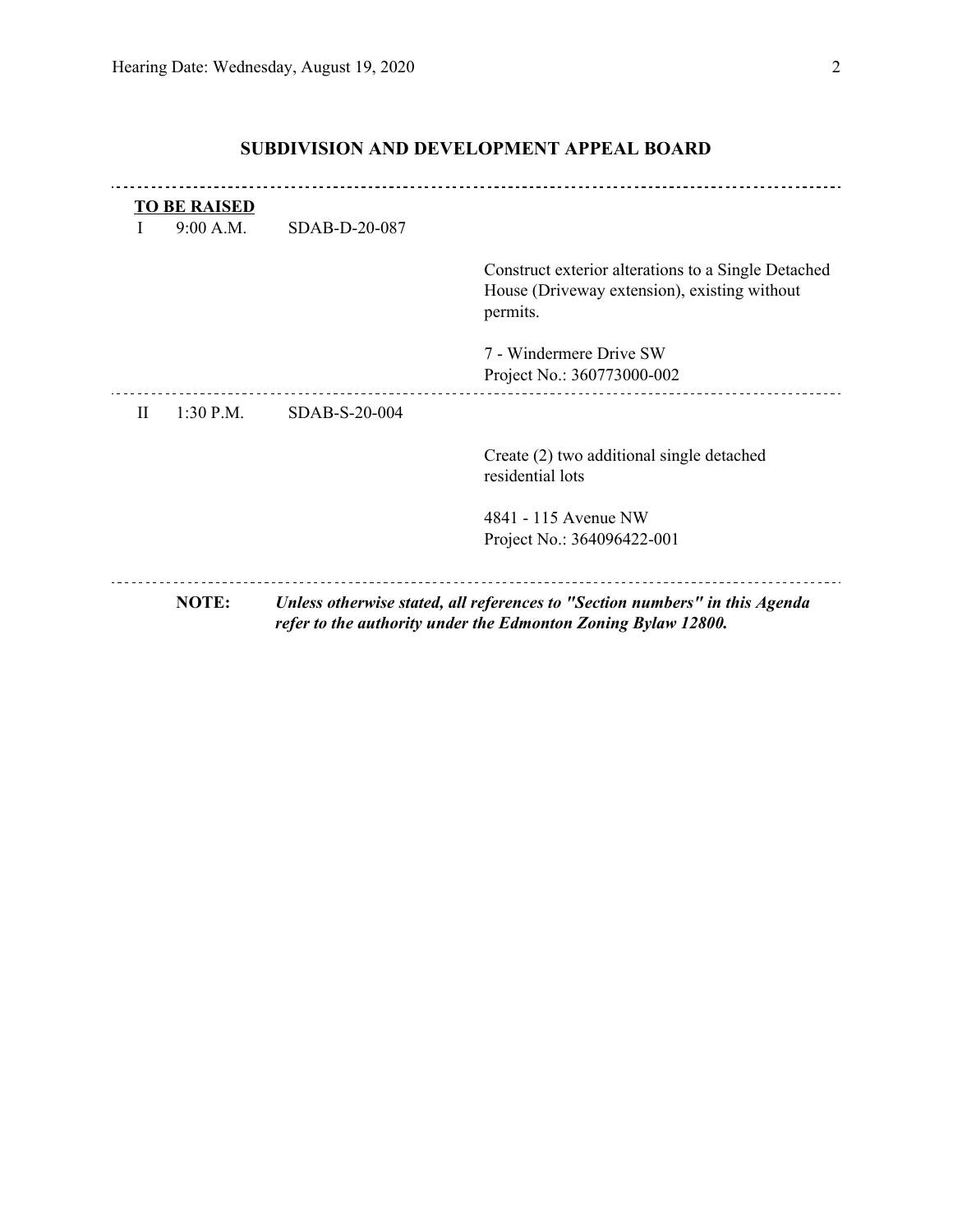## SUBDIVISION AND DEVELOPMENT APPEAL BOARD

**TO BE RAISED**

I 9:00 A.M. SDAB-D-20-087

Construct exterior alterations to a Single Detached House (Driveway extension), existing without permits.

7 - Windermere Drive SW
Project No.: 360773000-002

II 1:30 P.M. SDAB-S-20-004

Create (2) two additional single detached residential lots

4841 - 115 Avenue NW
Project No.: 364096422-001

**NOTE:** ***Unless otherwise stated, all references to "Section numbers" in this Agenda refer to the authority under the Edmonton Zoning Bylaw 12800.***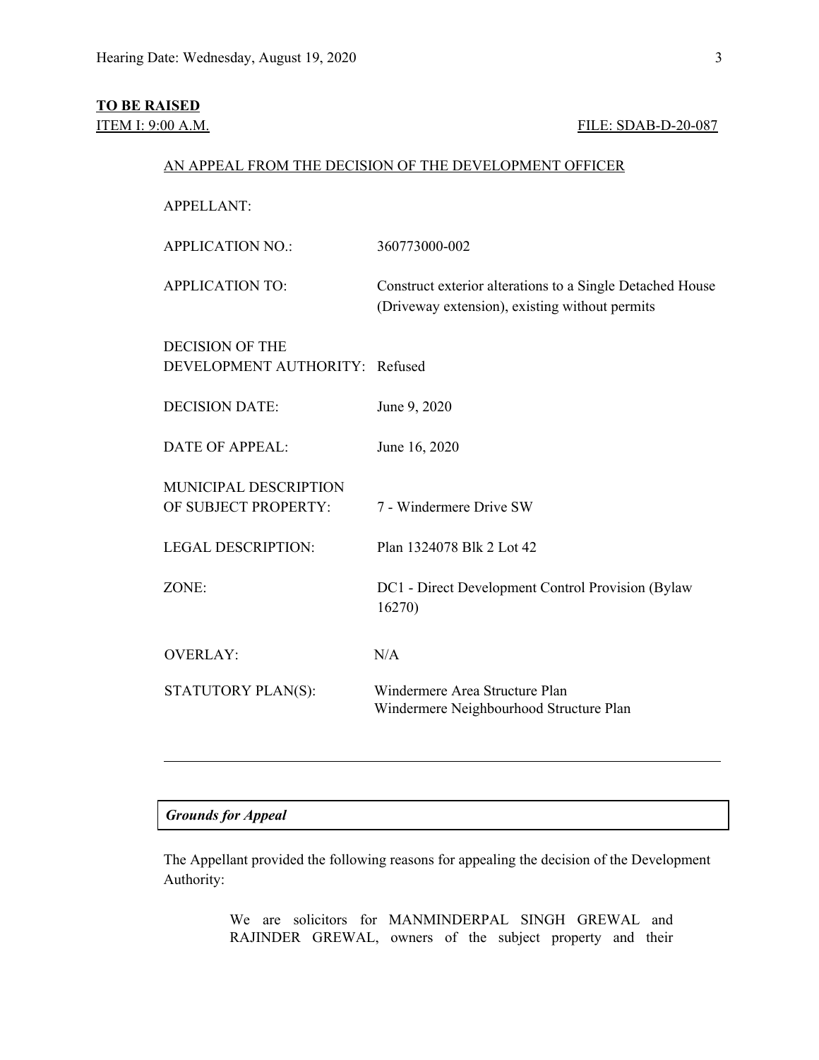**TO BE RAISED**

ITEM I: 9:00 A.M. FILE: SDAB-D-20-087

AN APPEAL FROM THE DECISION OF THE DEVELOPMENT OFFICER

| | |
|---|---|
| APPELLANT: | |
| APPLICATION NO.: | 360773000-002 |
| APPLICATION TO: | Construct exterior alterations to a Single Detached House (Driveway extension), existing without permits |
| DECISION OF THE DEVELOPMENT AUTHORITY: | Refused |
| DECISION DATE: | June 9, 2020 |
| DATE OF APPEAL: | June 16, 2020 |
| MUNICIPAL DESCRIPTION OF SUBJECT PROPERTY: | 7 - Windermere Drive SW |
| LEGAL DESCRIPTION: | Plan 1324078 Blk 2 Lot 42 |
| ZONE: | DC1 - Direct Development Control Provision (Bylaw 16270) |
| OVERLAY: | N/A |
| STATUTORY PLAN(S): | Windermere Area Structure Plan<br>Windermere Neighbourhood Structure Plan |

---

***Grounds for Appeal***

The Appellant provided the following reasons for appealing the decision of the Development Authority:

> We are solicitors for MANMINDERPAL SINGH GREWAL and RAJINDER GREWAL, owners of the subject property and their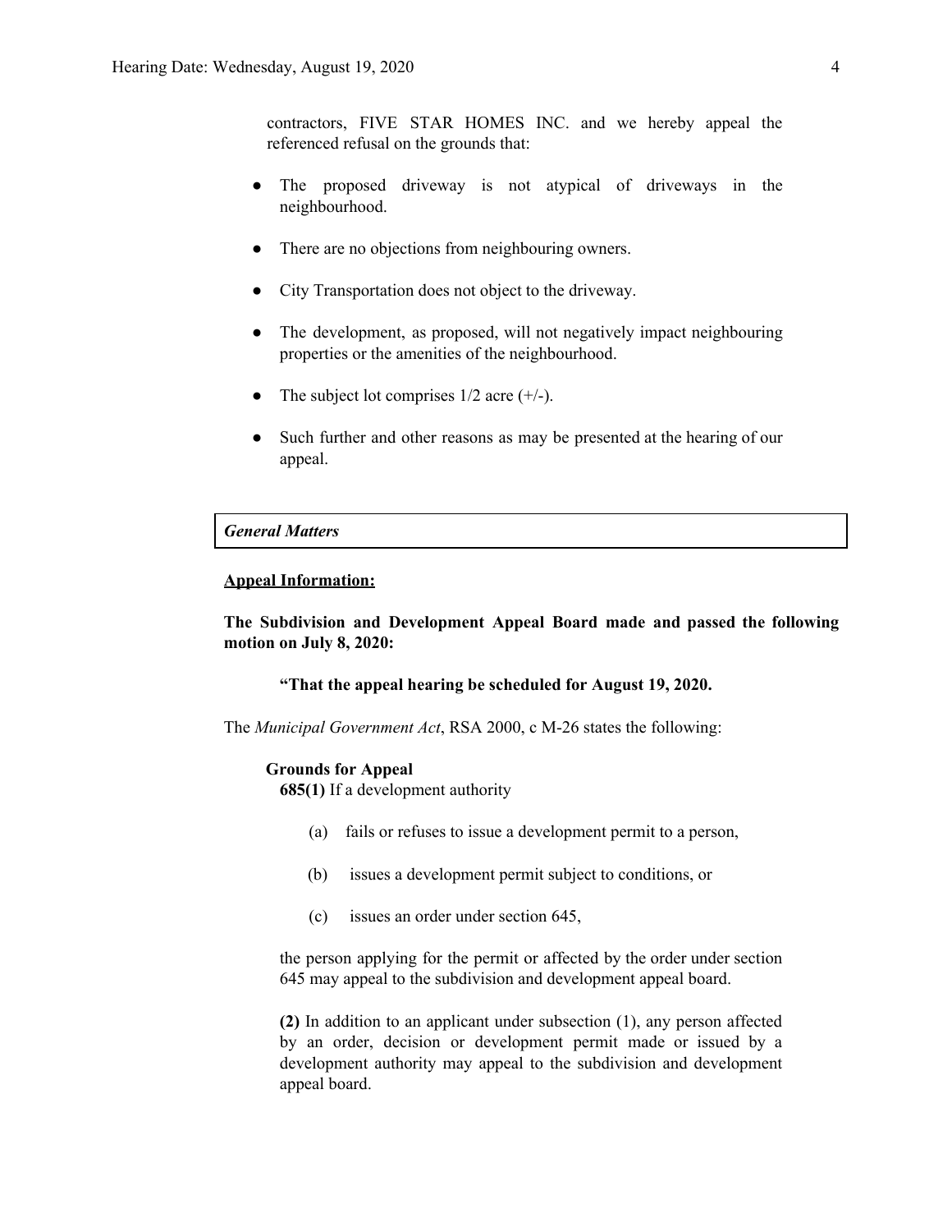contractors, FIVE STAR HOMES INC. and we hereby appeal the referenced refusal on the grounds that:

- The proposed driveway is not atypical of driveways in the neighbourhood.
- There are no objections from neighbouring owners.
- City Transportation does not object to the driveway.
- The development, as proposed, will not negatively impact neighbouring properties or the amenities of the neighbourhood.
- The subject lot comprises 1/2 acre (+/-).
- Such further and other reasons as may be presented at the hearing of our appeal.

***General Matters***

**Appeal Information:**

**The Subdivision and Development Appeal Board made and passed the following motion on July 8, 2020:**

> **"That the appeal hearing be scheduled for August 19, 2020.**

The *Municipal Government Act*, RSA 2000, c M-26 states the following:

> **Grounds for Appeal**
>
> **685(1)** If a development authority
>
> (a) fails or refuses to issue a development permit to a person,
>
> (b) issues a development permit subject to conditions, or
>
> (c) issues an order under section 645,
>
> the person applying for the permit or affected by the order under section 645 may appeal to the subdivision and development appeal board.
>
> **(2)** In addition to an applicant under subsection (1), any person affected by an order, decision or development permit made or issued by a development authority may appeal to the subdivision and development appeal board.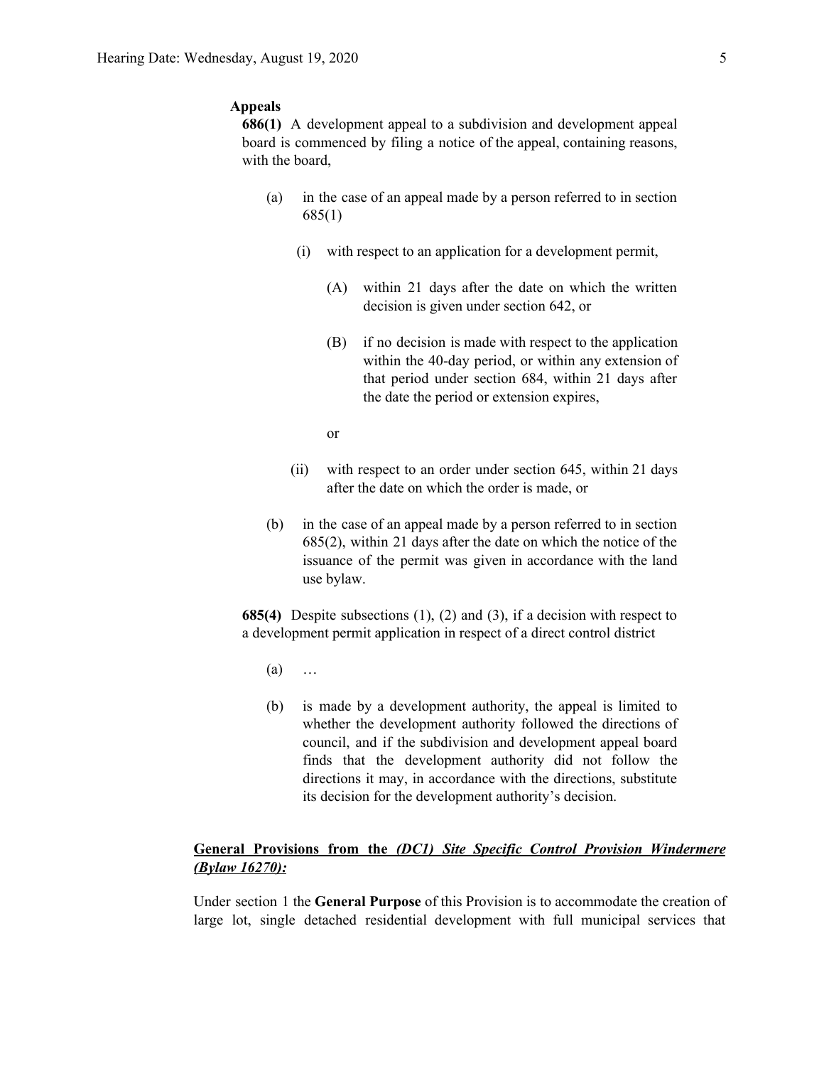**Appeals**

**686(1)** A development appeal to a subdivision and development appeal board is commenced by filing a notice of the appeal, containing reasons, with the board,

(a) in the case of an appeal made by a person referred to in section 685(1)

(i) with respect to an application for a development permit,

(A) within 21 days after the date on which the written decision is given under section 642, or

(B) if no decision is made with respect to the application within the 40-day period, or within any extension of that period under section 684, within 21 days after the date the period or extension expires,

or

(ii) with respect to an order under section 645, within 21 days after the date on which the order is made, or

(b) in the case of an appeal made by a person referred to in section 685(2), within 21 days after the date on which the notice of the issuance of the permit was given in accordance with the land use bylaw.

**685(4)** Despite subsections (1), (2) and (3), if a decision with respect to a development permit application in respect of a direct control district

(a) …

(b) is made by a development authority, the appeal is limited to whether the development authority followed the directions of council, and if the subdivision and development appeal board finds that the development authority did not follow the directions it may, in accordance with the directions, substitute its decision for the development authority's decision.

**General Provisions from the *(DC1) Site Specific Control Provision Windermere (Bylaw 16270):***

Under section 1 the **General Purpose** of this Provision is to accommodate the creation of large lot, single detached residential development with full municipal services that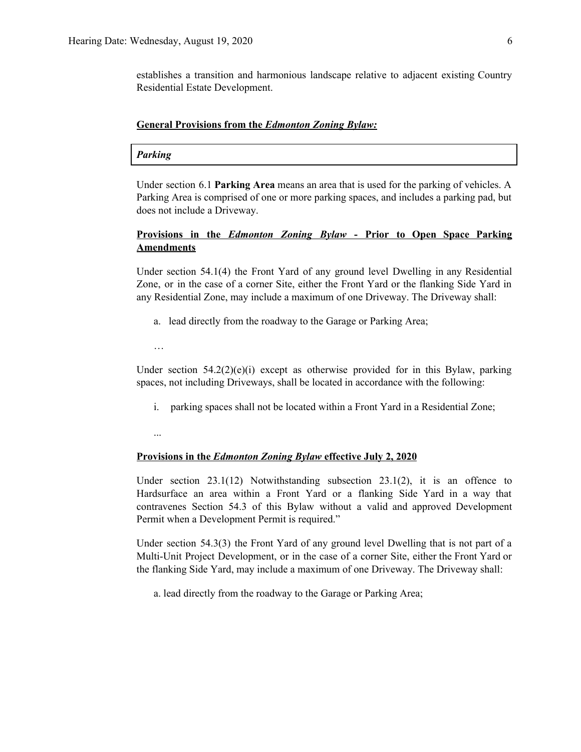establishes a transition and harmonious landscape relative to adjacent existing Country Residential Estate Development.

**General Provisions from the *Edmonton Zoning Bylaw:***

***Parking***

Under section 6.1 **Parking Area** means an area that is used for the parking of vehicles. A Parking Area is comprised of one or more parking spaces, and includes a parking pad, but does not include a Driveway.

**Provisions in the *Edmonton Zoning Bylaw* - Prior to Open Space Parking Amendments**

Under section 54.1(4) the Front Yard of any ground level Dwelling in any Residential Zone, or in the case of a corner Site, either the Front Yard or the flanking Side Yard in any Residential Zone, may include a maximum of one Driveway. The Driveway shall:

a. lead directly from the roadway to the Garage or Parking Area;

…

Under section 54.2(2)(e)(i) except as otherwise provided for in this Bylaw, parking spaces, not including Driveways, shall be located in accordance with the following:

i. parking spaces shall not be located within a Front Yard in a Residential Zone;

...

**Provisions in the *Edmonton Zoning Bylaw* effective July 2, 2020**

Under section 23.1(12) Notwithstanding subsection 23.1(2), it is an offence to Hardsurface an area within a Front Yard or a flanking Side Yard in a way that contravenes Section 54.3 of this Bylaw without a valid and approved Development Permit when a Development Permit is required."

Under section 54.3(3) the Front Yard of any ground level Dwelling that is not part of a Multi-Unit Project Development, or in the case of a corner Site, either the Front Yard or the flanking Side Yard, may include a maximum of one Driveway. The Driveway shall:

a. lead directly from the roadway to the Garage or Parking Area;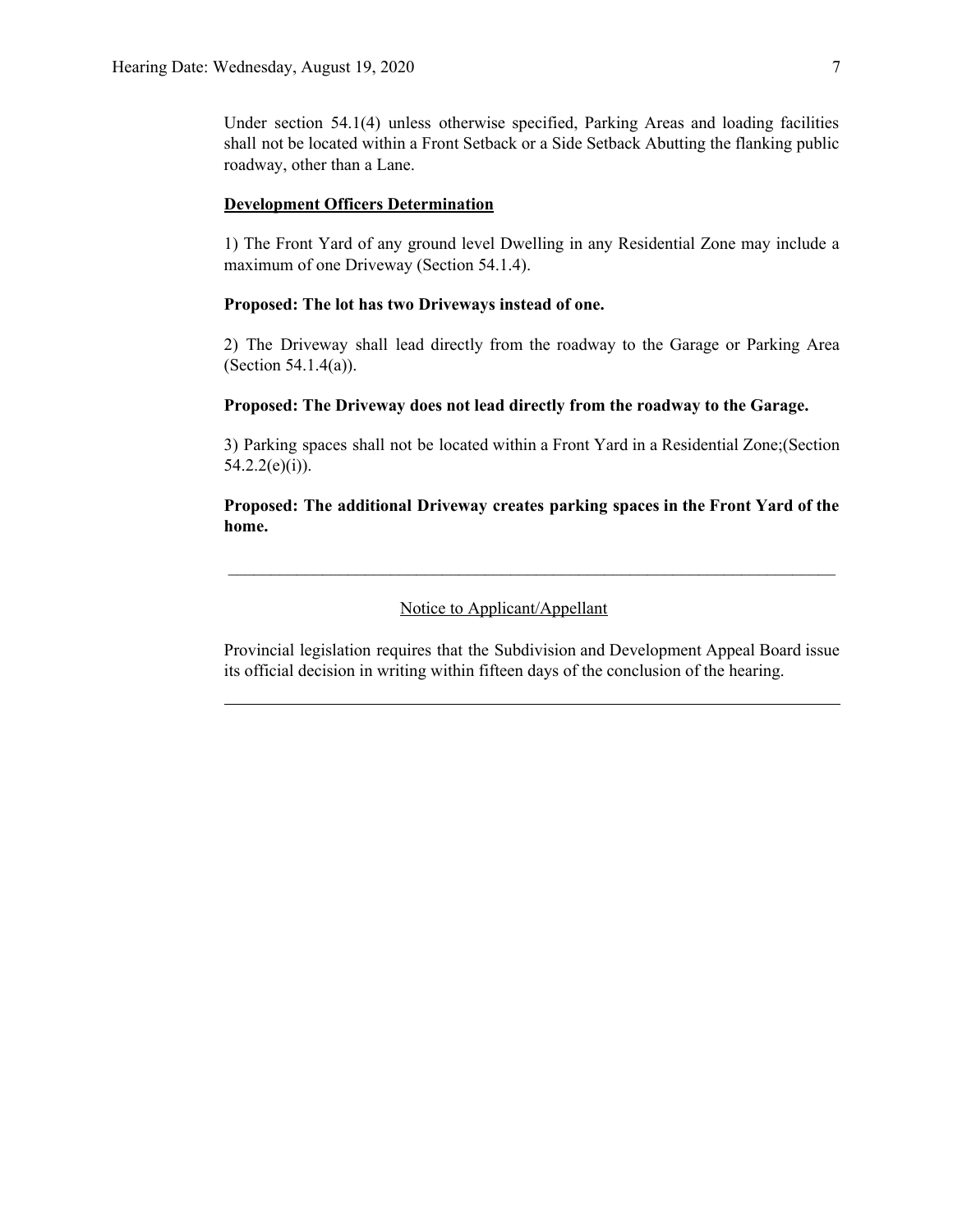Under section 54.1(4) unless otherwise specified, Parking Areas and loading facilities shall not be located within a Front Setback or a Side Setback Abutting the flanking public roadway, other than a Lane.

**Development Officers Determination**

1) The Front Yard of any ground level Dwelling in any Residential Zone may include a maximum of one Driveway (Section 54.1.4).

**Proposed: The lot has two Driveways instead of one.**

2) The Driveway shall lead directly from the roadway to the Garage or Parking Area (Section 54.1.4(a)).

**Proposed: The Driveway does not lead directly from the roadway to the Garage.**

3) Parking spaces shall not be located within a Front Yard in a Residential Zone;(Section 54.2.2(e)(i)).

**Proposed: The additional Driveway creates parking spaces in the Front Yard of the home.**

---

Notice to Applicant/Appellant

Provincial legislation requires that the Subdivision and Development Appeal Board issue its official decision in writing within fifteen days of the conclusion of the hearing.

---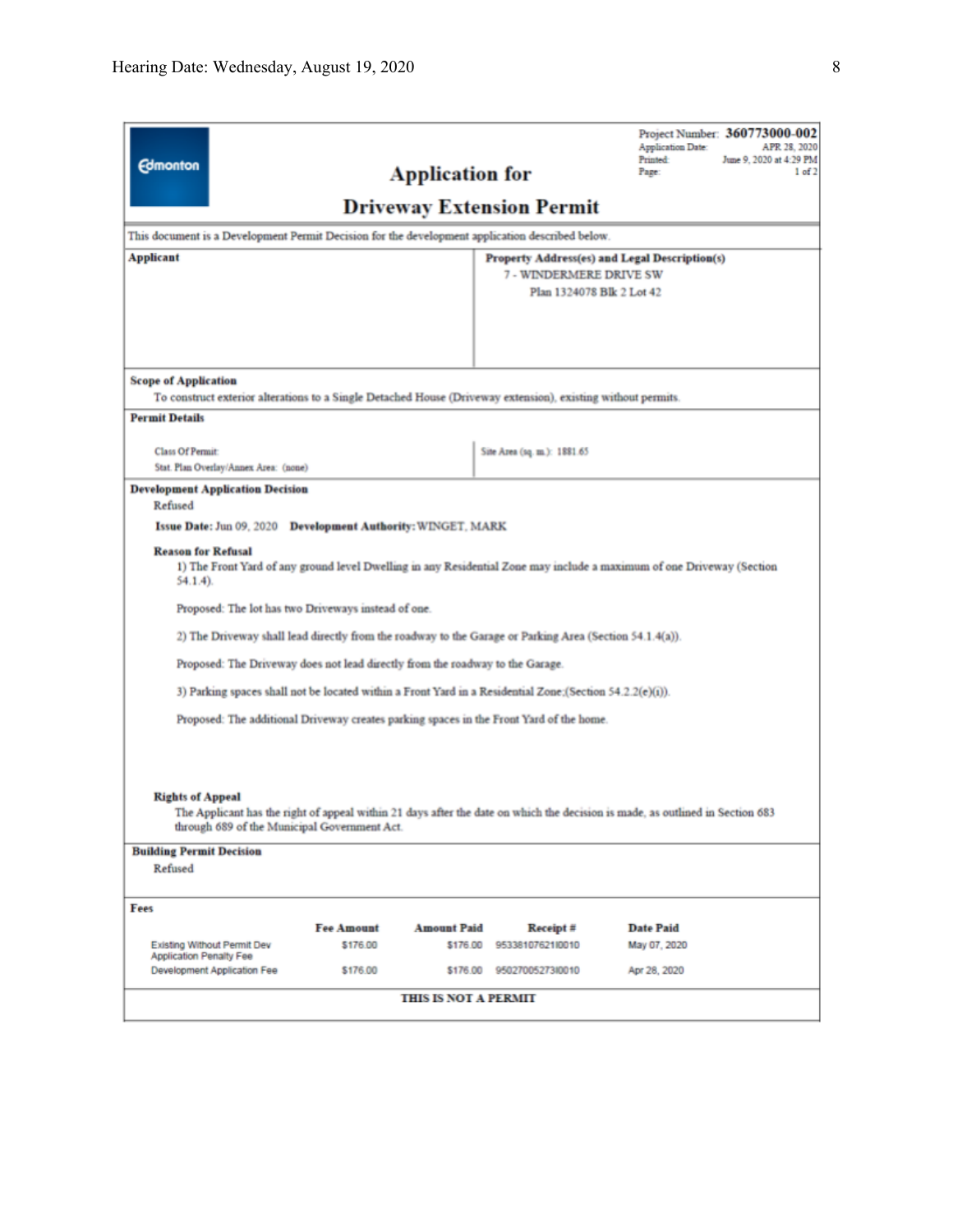Project Number: **360773000-002**
Application Date: APR 28, 2020
Printed: June 9, 2020 at 4:29 PM
Page: 1 of 2

Edmonton

# Application for
# Driveway Extension Permit

This document is a Development Permit Decision for the development application described below.

**Applicant**

**Property Address(es) and Legal Description(s)**
7 - WINDERMERE DRIVE SW
Plan 1324078 Blk 2 Lot 42

**Scope of Application**
To construct exterior alterations to a Single Detached House (Driveway extension), existing without permits.

**Permit Details**

Class Of Permit:
Stat. Plan Overlay/Annex Area: (none)

Site Area (sq. m.): 1881.65

**Development Application Decision**
Refused

**Issue Date:** Jun 09, 2020 **Development Authority:** WINGET, MARK

**Reason for Refusal**

1) The Front Yard of any ground level Dwelling in any Residential Zone may include a maximum of one Driveway (Section 54.1.4).

Proposed: The lot has two Driveways instead of one.

2) The Driveway shall lead directly from the roadway to the Garage or Parking Area (Section 54.1.4(a)).

Proposed: The Driveway does not lead directly from the roadway to the Garage.

3) Parking spaces shall not be located within a Front Yard in a Residential Zone;(Section 54.2.2(e)(i)).

Proposed: The additional Driveway creates parking spaces in the Front Yard of the home.

**Rights of Appeal**
The Applicant has the right of appeal within 21 days after the date on which the decision is made, as outlined in Section 683 through 689 of the Municipal Government Act.

**Building Permit Decision**
Refused

**Fees**

| | Fee Amount | Amount Paid | Receipt # | Date Paid |
|---|---|---|---|---|
| Existing Without Permit Dev Application Penalty Fee | $176.00 | $176.00 | 95338107621I0010 | May 07, 2020 |
| Development Application Fee | $176.00 | $176.00 | 950270052731I0010 | Apr 28, 2020 |

**THIS IS NOT A PERMIT**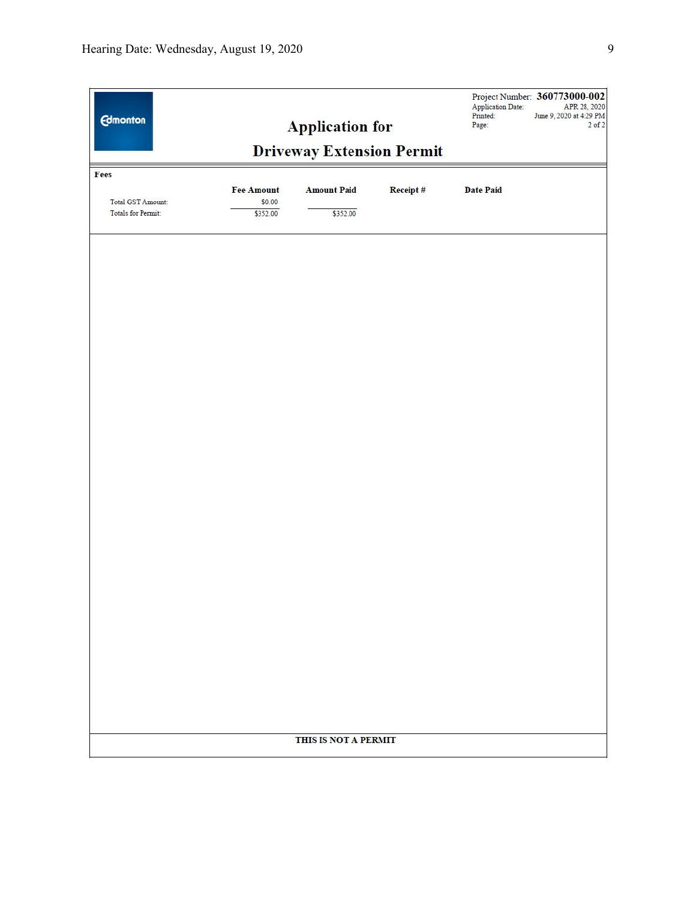Edmonton

Project Number: **360773000-002**
Application Date: APR 28, 2020
Printed: June 9, 2020 at 4:29 PM
Page: 2 of 2

# Application for Driveway Extension Permit

**Fees**

| | Fee Amount | Amount Paid | Receipt # | Date Paid |
|---|---|---|---|---|
| Total GST Amount: | $0.00 | | | |
| Totals for Permit: | $352.00 | $352.00 | | |

**THIS IS NOT A PERMIT**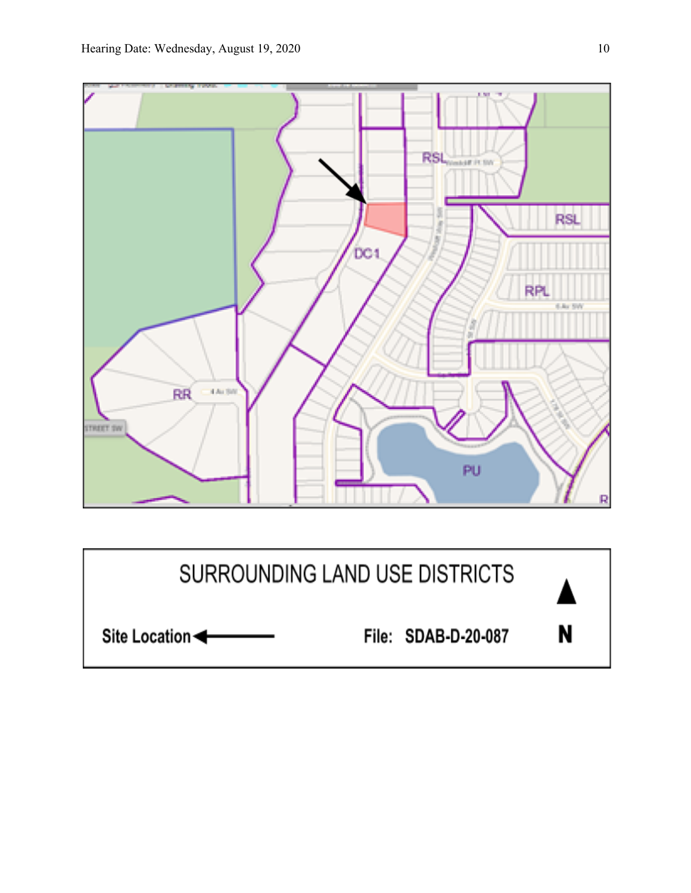SURROUNDING LAND USE DISTRICTS

Site Location ←

File: SDAB-D-20-087

N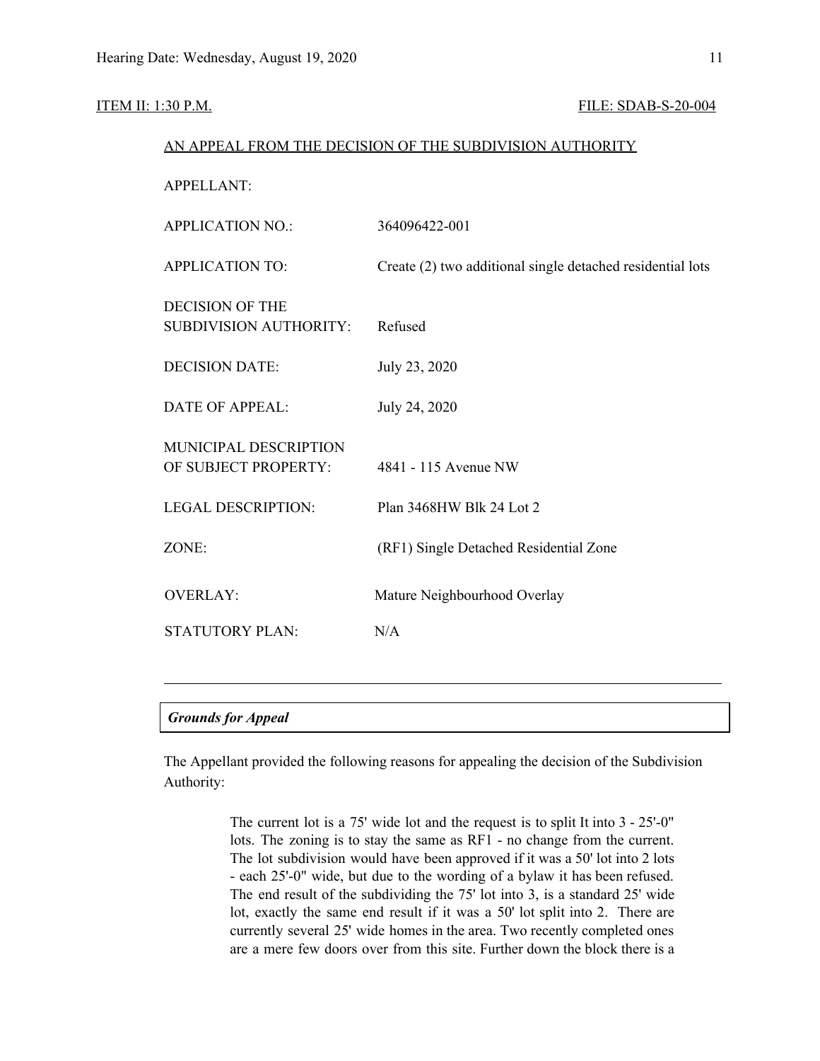ITEM II: 1:30 P.M. FILE: SDAB-S-20-004

AN APPEAL FROM THE DECISION OF THE SUBDIVISION AUTHORITY

| | |
|---|---|
| APPELLANT: | |
| APPLICATION NO.: | 364096422-001 |
| APPLICATION TO: | Create (2) two additional single detached residential lots |
| DECISION OF THE SUBDIVISION AUTHORITY: | Refused |
| DECISION DATE: | July 23, 2020 |
| DATE OF APPEAL: | July 24, 2020 |
| MUNICIPAL DESCRIPTION OF SUBJECT PROPERTY: | 4841 - 115 Avenue NW |
| LEGAL DESCRIPTION: | Plan 3468HW Blk 24 Lot 2 |
| ZONE: | (RF1) Single Detached Residential Zone |
| OVERLAY: | Mature Neighbourhood Overlay |
| STATUTORY PLAN: | N/A |

---

***Grounds for Appeal***

The Appellant provided the following reasons for appealing the decision of the Subdivision Authority:

> The current lot is a 75' wide lot and the request is to split It into 3 - 25'-0" lots. The zoning is to stay the same as RF1 - no change from the current. The lot subdivision would have been approved if it was a 50' lot into 2 lots - each 25'-0" wide, but due to the wording of a bylaw it has been refused. The end result of the subdividing the 75' lot into 3, is a standard 25' wide lot, exactly the same end result if it was a 50' lot split into 2. There are currently several 25' wide homes in the area. Two recently completed ones are a mere few doors over from this site. Further down the block there is a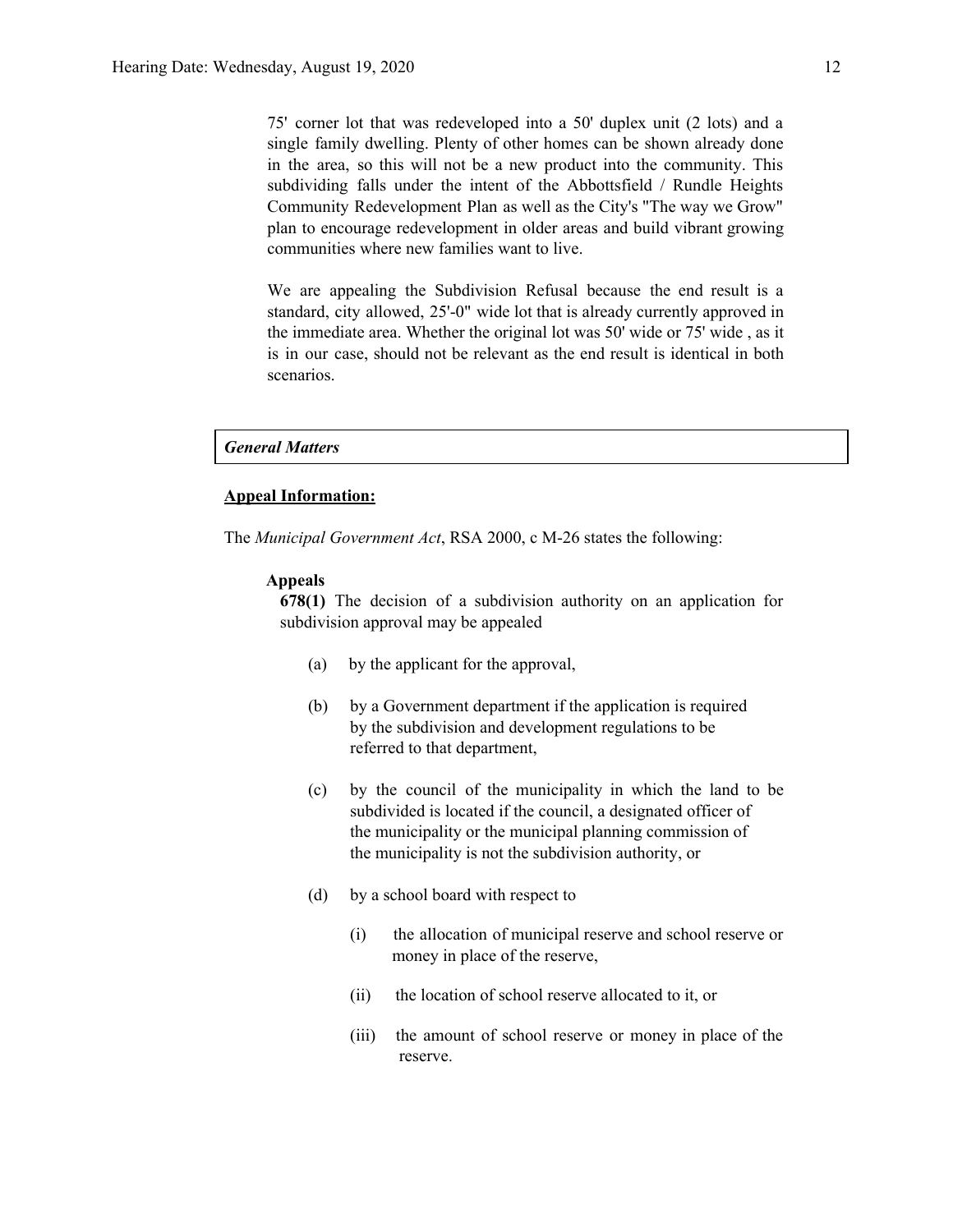75' corner lot that was redeveloped into a 50' duplex unit (2 lots) and a single family dwelling. Plenty of other homes can be shown already done in the area, so this will not be a new product into the community. This subdividing falls under the intent of the Abbottsfield / Rundle Heights Community Redevelopment Plan as well as the City's "The way we Grow" plan to encourage redevelopment in older areas and build vibrant growing communities where new families want to live.

We are appealing the Subdivision Refusal because the end result is a standard, city allowed, 25'-0" wide lot that is already currently approved in the immediate area. Whether the original lot was 50' wide or 75' wide , as it is in our case, should not be relevant as the end result is identical in both scenarios.

***General Matters***

**Appeal Information:**

The *Municipal Government Act*, RSA 2000, c M-26 states the following:

**Appeals**

**678(1)** The decision of a subdivision authority on an application for subdivision approval may be appealed

(a) by the applicant for the approval,

(b) by a Government department if the application is required by the subdivision and development regulations to be referred to that department,

(c) by the council of the municipality in which the land to be subdivided is located if the council, a designated officer of the municipality or the municipal planning commission of the municipality is not the subdivision authority, or

(d) by a school board with respect to

(i) the allocation of municipal reserve and school reserve or money in place of the reserve,

(ii) the location of school reserve allocated to it, or

(iii) the amount of school reserve or money in place of the reserve.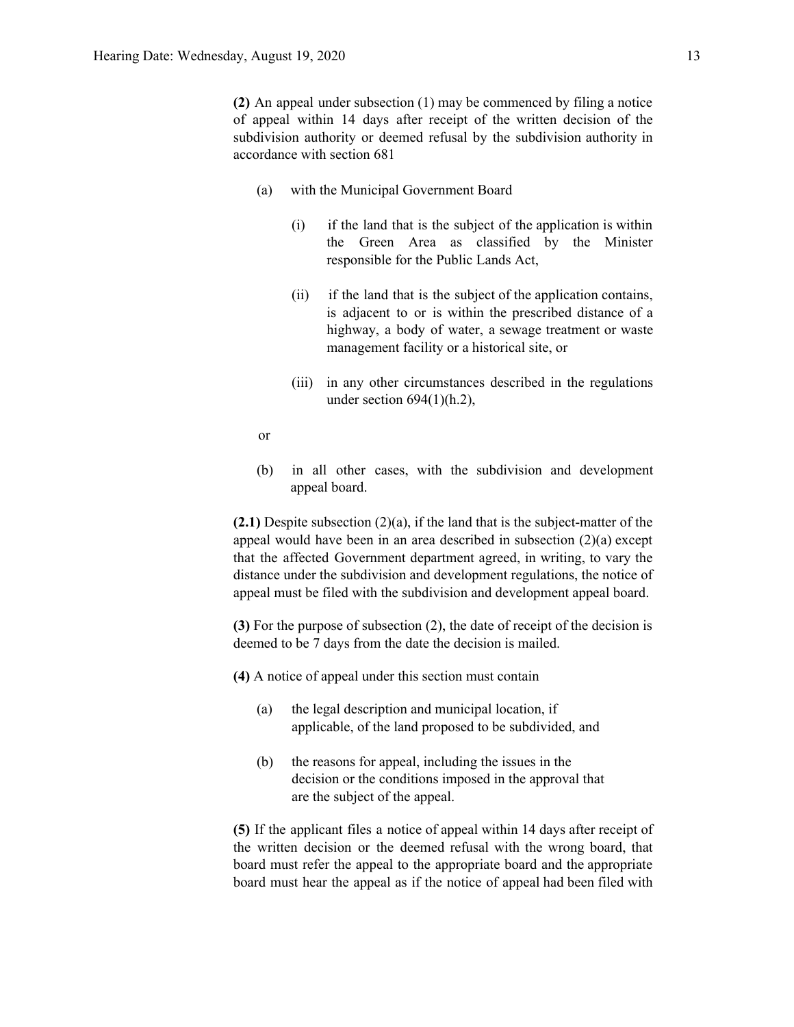**(2)** An appeal under subsection (1) may be commenced by filing a notice of appeal within 14 days after receipt of the written decision of the subdivision authority or deemed refusal by the subdivision authority in accordance with section 681

(a) with the Municipal Government Board

(i) if the land that is the subject of the application is within the Green Area as classified by the Minister responsible for the Public Lands Act,

(ii) if the land that is the subject of the application contains, is adjacent to or is within the prescribed distance of a highway, a body of water, a sewage treatment or waste management facility or a historical site, or

(iii) in any other circumstances described in the regulations under section 694(1)(h.2),

or

(b) in all other cases, with the subdivision and development appeal board.

**(2.1)** Despite subsection (2)(a), if the land that is the subject-matter of the appeal would have been in an area described in subsection (2)(a) except that the affected Government department agreed, in writing, to vary the distance under the subdivision and development regulations, the notice of appeal must be filed with the subdivision and development appeal board.

**(3)** For the purpose of subsection (2), the date of receipt of the decision is deemed to be 7 days from the date the decision is mailed.

**(4)** A notice of appeal under this section must contain

(a) the legal description and municipal location, if applicable, of the land proposed to be subdivided, and

(b) the reasons for appeal, including the issues in the decision or the conditions imposed in the approval that are the subject of the appeal.

**(5)** If the applicant files a notice of appeal within 14 days after receipt of the written decision or the deemed refusal with the wrong board, that board must refer the appeal to the appropriate board and the appropriate board must hear the appeal as if the notice of appeal had been filed with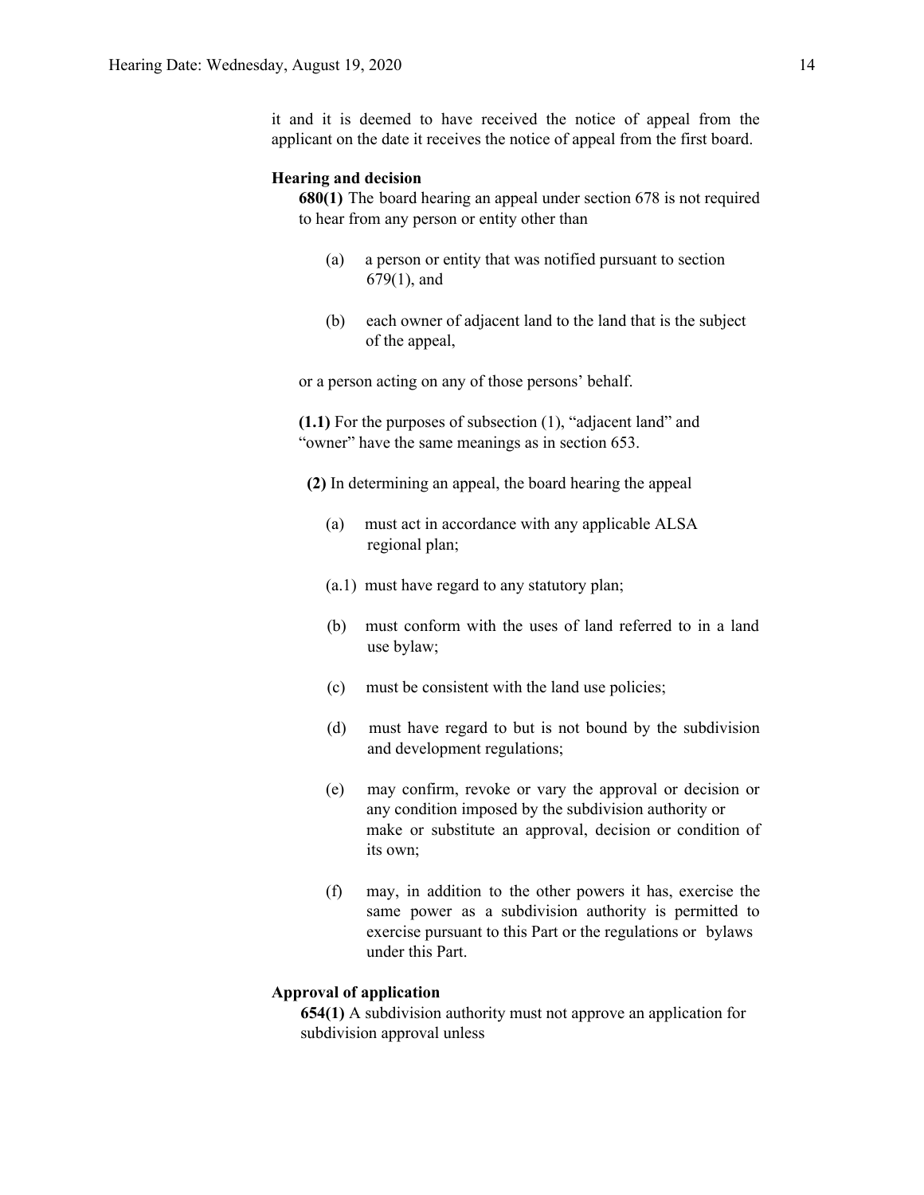it and it is deemed to have received the notice of appeal from the applicant on the date it receives the notice of appeal from the first board.

**Hearing and decision**

**680(1)** The board hearing an appeal under section 678 is not required to hear from any person or entity other than

(a) a person or entity that was notified pursuant to section 679(1), and

(b) each owner of adjacent land to the land that is the subject of the appeal,

or a person acting on any of those persons' behalf.

**(1.1)** For the purposes of subsection (1), "adjacent land" and "owner" have the same meanings as in section 653.

**(2)** In determining an appeal, the board hearing the appeal

(a) must act in accordance with any applicable ALSA regional plan;

(a.1) must have regard to any statutory plan;

(b) must conform with the uses of land referred to in a land use bylaw;

(c) must be consistent with the land use policies;

(d) must have regard to but is not bound by the subdivision and development regulations;

(e) may confirm, revoke or vary the approval or decision or any condition imposed by the subdivision authority or make or substitute an approval, decision or condition of its own;

(f) may, in addition to the other powers it has, exercise the same power as a subdivision authority is permitted to exercise pursuant to this Part or the regulations or bylaws under this Part.

**Approval of application**

**654(1)** A subdivision authority must not approve an application for subdivision approval unless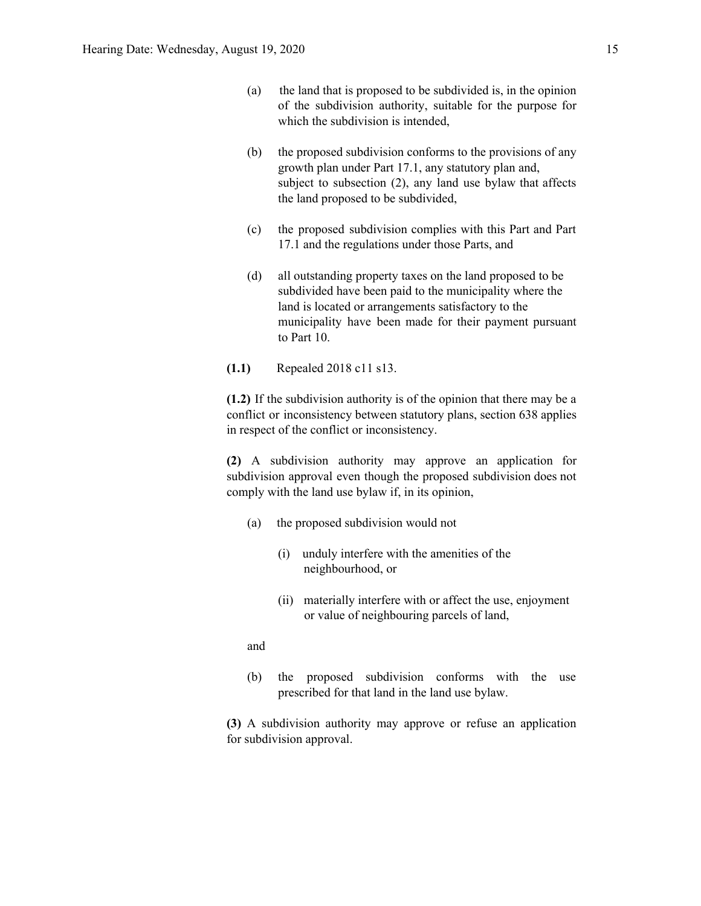(a) the land that is proposed to be subdivided is, in the opinion of the subdivision authority, suitable for the purpose for which the subdivision is intended,

(b) the proposed subdivision conforms to the provisions of any growth plan under Part 17.1, any statutory plan and, subject to subsection (2), any land use bylaw that affects the land proposed to be subdivided,

(c) the proposed subdivision complies with this Part and Part 17.1 and the regulations under those Parts, and

(d) all outstanding property taxes on the land proposed to be subdivided have been paid to the municipality where the land is located or arrangements satisfactory to the municipality have been made for their payment pursuant to Part 10.

**(1.1)** Repealed 2018 c11 s13.

**(1.2)** If the subdivision authority is of the opinion that there may be a conflict or inconsistency between statutory plans, section 638 applies in respect of the conflict or inconsistency.

**(2)** A subdivision authority may approve an application for subdivision approval even though the proposed subdivision does not comply with the land use bylaw if, in its opinion,

(a) the proposed subdivision would not

(i) unduly interfere with the amenities of the neighbourhood, or

(ii) materially interfere with or affect the use, enjoyment or value of neighbouring parcels of land,

and

(b) the proposed subdivision conforms with the use prescribed for that land in the land use bylaw.

**(3)** A subdivision authority may approve or refuse an application for subdivision approval.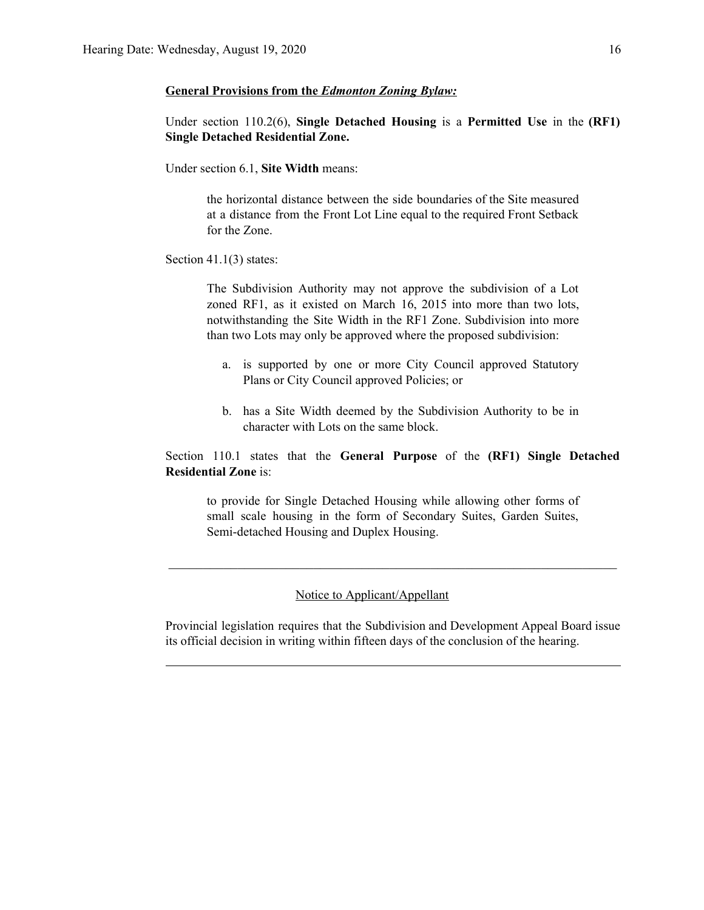**General Provisions from the *Edmonton Zoning Bylaw:***

Under section 110.2(6), **Single Detached Housing** is a **Permitted Use** in the **(RF1) Single Detached Residential Zone.**

Under section 6.1, **Site Width** means:

> the horizontal distance between the side boundaries of the Site measured at a distance from the Front Lot Line equal to the required Front Setback for the Zone.

Section 41.1(3) states:

> The Subdivision Authority may not approve the subdivision of a Lot zoned RF1, as it existed on March 16, 2015 into more than two lots, notwithstanding the Site Width in the RF1 Zone. Subdivision into more than two Lots may only be approved where the proposed subdivision:
>
> a. is supported by one or more City Council approved Statutory Plans or City Council approved Policies; or
>
> b. has a Site Width deemed by the Subdivision Authority to be in character with Lots on the same block.

Section 110.1 states that the **General Purpose** of the **(RF1) Single Detached Residential Zone** is:

> to provide for Single Detached Housing while allowing other forms of small scale housing in the form of Secondary Suites, Garden Suites, Semi-detached Housing and Duplex Housing.

---

Notice to Applicant/Appellant

Provincial legislation requires that the Subdivision and Development Appeal Board issue its official decision in writing within fifteen days of the conclusion of the hearing.

---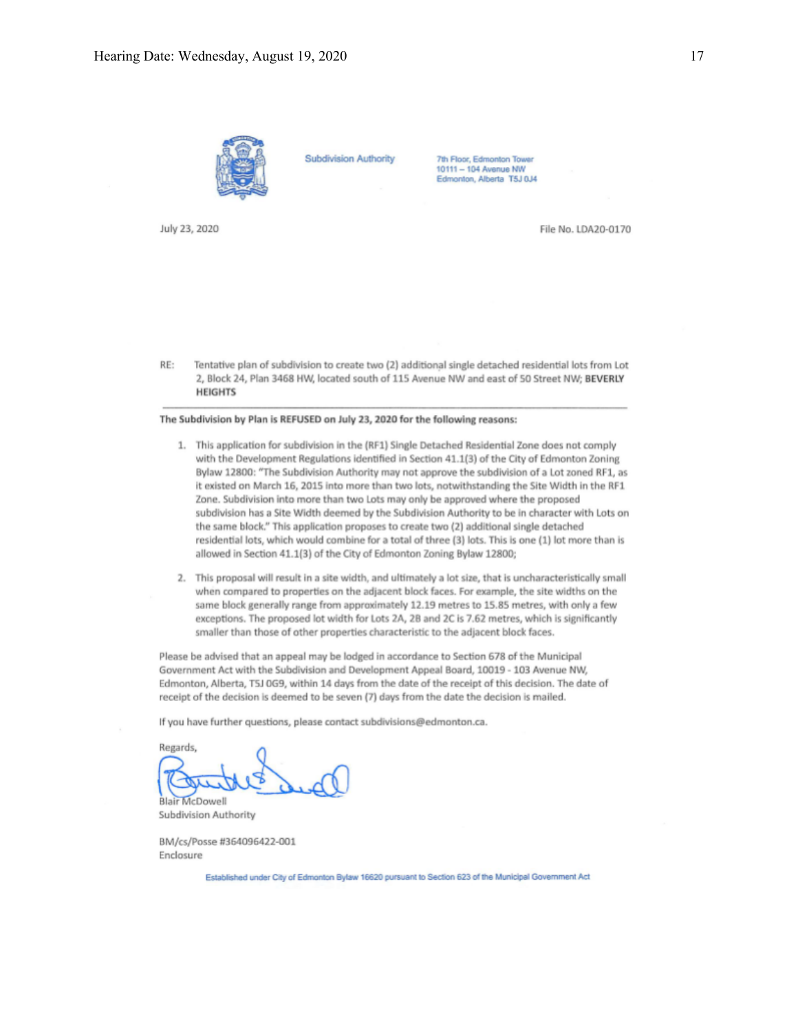Subdivision Authority

7th Floor, Edmonton Tower
10111 – 104 Avenue NW
Edmonton, Alberta T5J 0J4

July 23, 2020

File No. LDA20-0170

RE: Tentative plan of subdivision to create two (2) additional single detached residential lots from Lot 2, Block 24, Plan 3468 HW, located south of 115 Avenue NW and east of 50 Street NW; **BEVERLY HEIGHTS**

---

**The Subdivision by Plan is REFUSED on July 23, 2020 for the following reasons:**

1. This application for subdivision in the (RF1) Single Detached Residential Zone does not comply with the Development Regulations identified in Section 41.1(3) of the City of Edmonton Zoning Bylaw 12800: "The Subdivision Authority may not approve the subdivision of a Lot zoned RF1, as it existed on March 16, 2015 into more than two lots, notwithstanding the Site Width in the RF1 Zone. Subdivision into more than two Lots may only be approved where the proposed subdivision has a Site Width deemed by the Subdivision Authority to be in character with Lots on the same block." This application proposes to create two (2) additional single detached residential lots, which would combine for a total of three (3) lots. This is one (1) lot more than is allowed in Section 41.1(3) of the City of Edmonton Zoning Bylaw 12800;

2. This proposal will result in a site width, and ultimately a lot size, that is uncharacteristically small when compared to properties on the adjacent block faces. For example, the site widths on the same block generally range from approximately 12.19 metres to 15.85 metres, with only a few exceptions. The proposed lot width for Lots 2A, 2B and 2C is 7.62 metres, which is significantly smaller than those of other properties characteristic to the adjacent block faces.

Please be advised that an appeal may be lodged in accordance to Section 678 of the Municipal Government Act with the Subdivision and Development Appeal Board, 10019 - 103 Avenue NW, Edmonton, Alberta, T5J 0G9, within 14 days from the date of the receipt of this decision. The date of receipt of the decision is deemed to be seven (7) days from the date the decision is mailed.

If you have further questions, please contact subdivisions@edmonton.ca.

Regards,

Blair McDowell
Subdivision Authority

BM/cs/Posse #364096422-001
Enclosure

Established under City of Edmonton Bylaw 16620 pursuant to Section 623 of the Municipal Government Act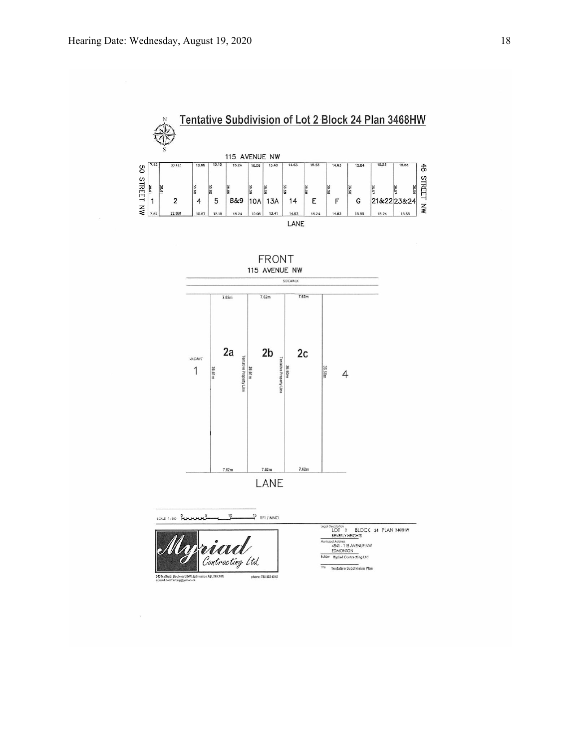## Tentative Subdivision of Lot 2 Block 24 Plan 3468HW

115 AVENUE NW

50 STREET NW

48 STREET NW

| 1 | 2 | 4 | 5 | 8&9 | 10A | 13A | 14 | E | F | G | 21&22 | 23&24 |
|---|---|---|---|---|---|---|---|---|---|---|---|---|
| 7.62 | 22.860 | 10.66 | 12.19 | 15.24 | 10.05 | 13.40 | 14.63 | 15.23 | 14.63 | 15.84 | 15.23 | 15.65 |
| 36.61 | 36.61 | 36.60 | 36.60 | 36.59 | 36.59 | 36.59 | 36.59 | 36.58 | 36.58 | 36.58 | 36.57 | 36.57 / 36.56 |
| 7.62 | 22.860 | 10.67 | 12.19 | 15.24 | 10.06 | 13.41 | 14.63 | 15.24 | 14.63 | 15.65 | 15.24 | 15.65 |

LANE

FRONT
115 AVENUE NW

SIDEWALK

VACANT 1

2a — 7.62m (front), 7.62m (rear), 36.61m — Tentative Property Line

2b — 7.62m (front), 7.62m (rear), 36.61m — Tentative Property Line

2c — 7.62m (front), 7.62m (rear), 36.60m

4 — 36.60m

LANE

SCALE 1 : 300 — 0 5 10 15 — RFI / MNO

Myriad Contracting Ltd.

340 McGrath Boulevard NW, Edmonton AB, T6R 0M7
myriad.contracting@yahoo.ca
phone: 780-803-4848

Legal Description: LOT 2 BLOCK 24 PLAN 3468HW BEVERLY HEIGHTS

Municipal Address: 4841 - 115 AVENUE NW EDMONTON

Builder: Myriad Contracting Ltd

Title: Tentative Subdivision Plan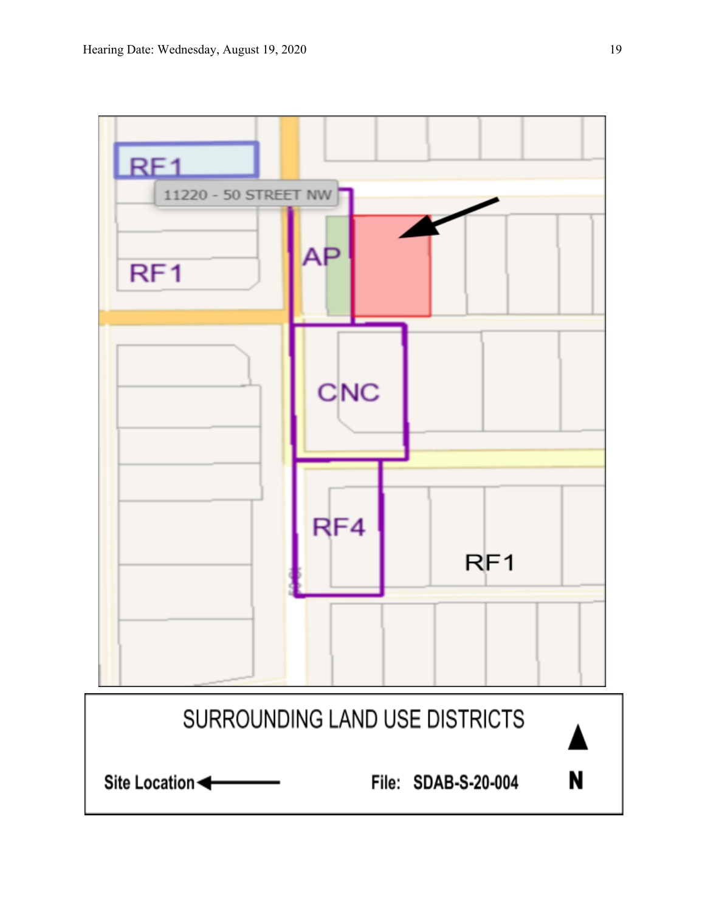RF1

11220 - 50 STREET NW

AP

RF1

CNC

RF4

RF1

SURROUNDING LAND USE DISTRICTS

Site Location

File: SDAB-S-20-004

N